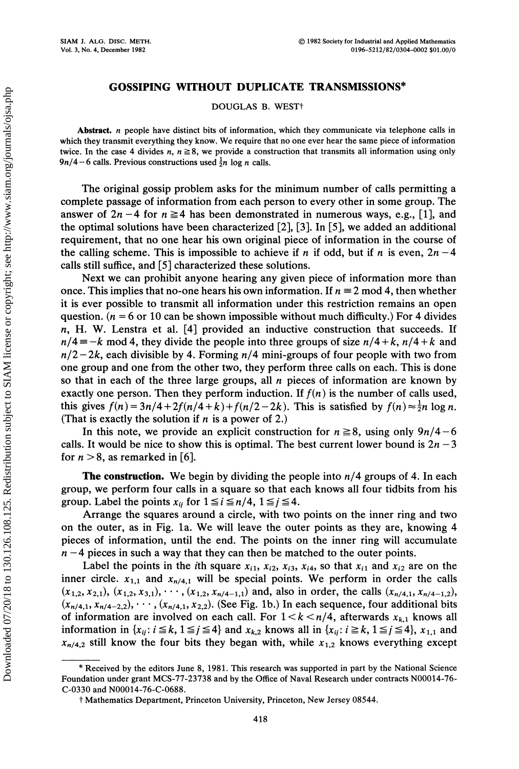# GOSSIPING WITHOUT DUPLICATE TRANSMISSIONS*

DOUGLAS B. WEST†

**Abstract.** $n$ people have distinct bits of information, which they communicate via telephone calls in which they transmit everything they know. We require that no one ever hear the same piece of information twice. In the case 4 divides $n$, $n \geqq 8$, we provide a construction that transmits all information using only $9n/4-6$ calls. Previous constructions used $\frac{1}{2}n \log n$ calls.

The original gossip problem asks for the minimum number of calls permitting a complete passage of information from each person to every other in some group. The answer of $2n-4$ for $n \geqq 4$ has been demonstrated in numerous ways, e.g., [1], and the optimal solutions have been characterized [2], [3]. In [5], we added an additional requirement, that no one hear his own original piece of information in the course of the calling scheme. This is impossible to achieve if $n$ if odd, but if $n$ is even, $2n-4$ calls still suffice, and [5] characterized these solutions.

Next we can prohibit anyone hearing any given piece of information more than once. This implies that no-one hears his own information. If $n \equiv 2 \mod 4$, then whether it is ever possible to transmit all information under this restriction remains an open question. ($n=6$ or 10 can be shown impossible without much difficulty.) For 4 divides $n$, H. W. Lenstra et al. [4] provided an inductive construction that succeeds. If $n/4 \equiv -k \mod 4$, they divide the people into three groups of size $n/4+k$, $n/4+k$ and $n/2-2k$, each divisible by 4. Forming $n/4$ mini-groups of four people with two from one group and one from the other two, they perform three calls on each. This is done so that in each of the three large groups, all $n$ pieces of information are known by exactly one person. Then they perform induction. If $f(n)$ is the number of calls used, this gives $f(n)=3n/4+2f(n/4+k)+f(n/2-2k)$. This is satisfied by $f(n)\approx\frac{1}{2}n \log n$. (That is exactly the solution if $n$ is a power of 2.)

In this note, we provide an explicit construction for $n \geqq 8$, using only $9n/4-6$ calls. It would be nice to show this is optimal. The best current lower bound is $2n-3$ for $n>8$, as remarked in [6].

**The construction.** We begin by dividing the people into $n/4$ groups of 4. In each group, we perform four calls in a square so that each knows all four tidbits from his group. Label the points $x_{ij}$ for $1 \leqq i \leqq n/4$, $1 \leqq j \leqq 4$.

Arrange the squares around a circle, with two points on the inner ring and two on the outer, as in Fig. 1a. We will leave the outer points as they are, knowing 4 pieces of information, until the end. The points on the inner ring will accumulate $n-4$ pieces in such a way that they can then be matched to the outer points.

Label the points in the $i$th square $x_{i1}$, $x_{i2}$, $x_{i3}$, $x_{i4}$, so that $x_{i1}$ and $x_{i2}$ are on the inner circle. $x_{1,1}$ and $x_{n/4,1}$ will be special points. We perform in order the calls $(x_{1,2}, x_{2,1})$, $(x_{1,2}, x_{3,1})$, $\cdots$, $(x_{1,2}, x_{n/4-1,1})$ and, also in order, the calls $(x_{n/4,1}, x_{n/4-1,2})$, $(x_{n/4,1}, x_{n/4-2,2})$, $\cdots$, $(x_{n/4,1}, x_{2,2})$. (See Fig. 1b.) In each sequence, four additional bits of information are involved on each call. For $1<k<n/4$, afterwards $x_{k,1}$ knows all information in $\{x_{ij}: i \leqq k, 1 \leqq j \leqq 4\}$ and $x_{k,2}$ knows all in $\{x_{ij}: i \geqq k, 1 \leqq j \leqq 4\}$, $x_{1,1}$ and $x_{n/4,2}$ still know the four bits they began with, while $x_{1,2}$ knows everything except

---

* Received by the editors June 8, 1981. This research was supported in part by the National Science Foundation under grant MCS-77-23738 and by the Office of Naval Research under contracts N00014-76-C-0330 and N00014-76-C-0688.

† Mathematics Department, Princeton University, Princeton, New Jersey 08544.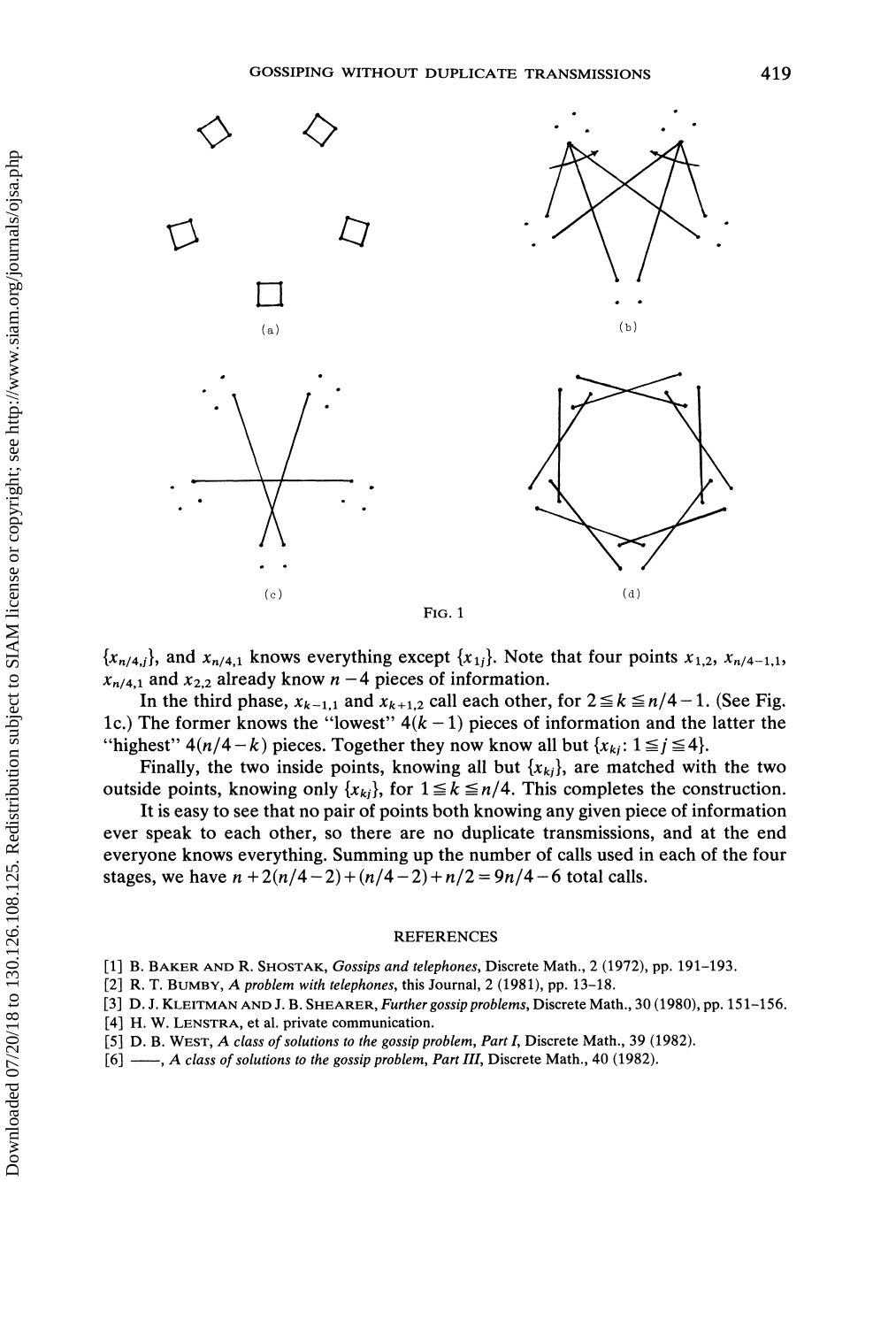(a)

(b)

(c)

(d)

FIG. 1

$\{x_{n/4,j}\}$, and $x_{n/4,1}$ knows everything except $\{x_{1j}\}$. Note that four points $x_{1,2}$, $x_{n/4-1,1}$, $x_{n/4,1}$ and $x_{2,2}$ already know $n-4$ pieces of information.

In the third phase, $x_{k-1,1}$ and $x_{k+1,2}$ call each other, for $2 \leqq k \leqq n/4-1$. (See Fig. 1c.) The former knows the "lowest" $4(k-1)$ pieces of information and the latter the "highest" $4(n/4-k)$ pieces. Together they now know all but $\{x_{kj}: 1 \leqq j \leqq 4\}$.

Finally, the two inside points, knowing all but $\{x_{kj}\}$, are matched with the two outside points, knowing only $\{x_{kj}\}$, for $1 \leqq k \leqq n/4$. This completes the construction.

It is easy to see that no pair of points both knowing any given piece of information ever speak to each other, so there are no duplicate transmissions, and at the end everyone knows everything. Summing up the number of calls used in each of the four stages, we have $n+2(n/4-2)+(n/4-2)+n/2=9n/4-6$ total calls.

## REFERENCES

[1] B. BAKER AND R. SHOSTAK, *Gossips and telephones*, Discrete Math., 2 (1972), pp. 191–193.

[2] R. T. BUMBY, *A problem with telephones*, this Journal, 2 (1981), pp. 13–18.

[3] D. J. KLEITMAN AND J. B. SHEARER, *Further gossip problems*, Discrete Math., 30 (1980), pp. 151–156.

[4] H. W. LENSTRA, et al. private communication.

[5] D. B. WEST, *A class of solutions to the gossip problem, Part I*, Discrete Math., 39 (1982).

[6] ——, *A class of solutions to the gossip problem, Part III*, Discrete Math., 40 (1982).